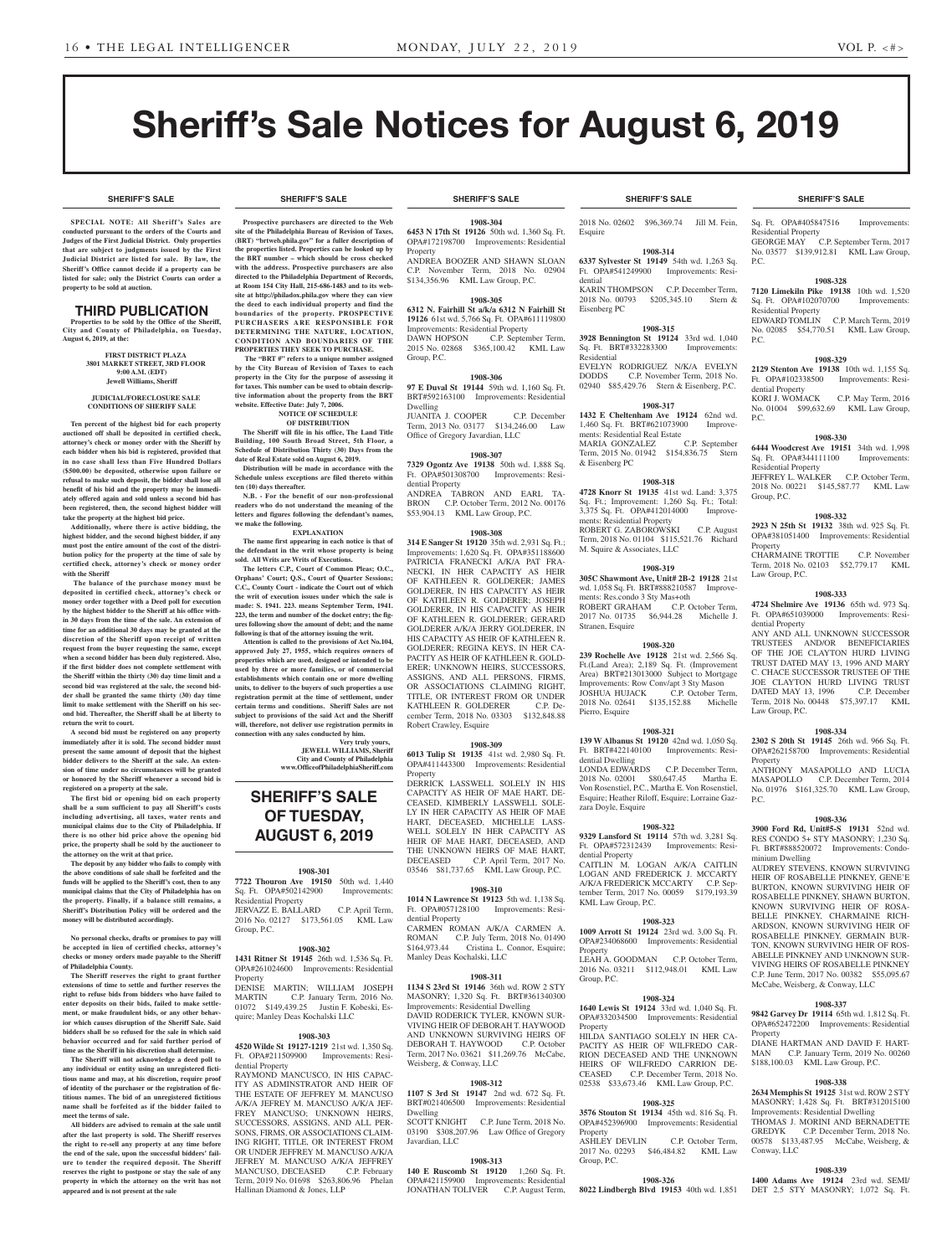# Sheriff's Sale Notices for August 6, 2019

SHERIFF'S SALE

**SPECIAL NOTE: All Sheriff's Sales are conducted pursuant to the orders of the Courts and Judges of the First Judicial District. Only properties that are subject to judgments issued by the First Judicial District are listed for sale. By law, the Sheriff's Office cannot decide if a property can be listed for sale; only the District Courts can order a property to be sold at auction.**

## THIRD PUBLICATION

**Properties to be sold by the Office of the Sheriff, City and County of Philadelphia, on Tuesday, August 6, 2019, at the:**

**FIRST DISTRICT PLAZA**
**3801 MARKET STREET, 3RD FLOOR**
**9:00 A.M. (EDT)**
**Jewell Williams, Sheriff**

**JUDICIAL/FORECLOSURE SALE CONDITIONS OF SHERIFF SALE**

**Ten percent of the highest bid for each property auctioned off shall be deposited in certified check, attorney's check or money order with the Sheriff by each bidder when his bid is registered, provided that in no case shall less than Five Hundred Dollars ($500.00) be deposited, otherwise upon failure or refusal to make such deposit, the bidder shall lose all benefit of his bid and the property may be immediately offered again and sold unless a second bid has been registered, then, the second highest bidder will take the property at the highest bid price.**

**Additionally, where there is active bidding, the highest bidder, and the second highest bidder, if any must post the entire amount of the cost of the distribution policy for the property at the time of sale by certified check, attorney's check or money order with the Sheriff**

**The balance of the purchase money must be deposited in certified check, attorney's check or money order together with a Deed poll for execution by the highest bidder to the Sheriff at his office within 30 days from the time of the sale. An extension of time for an additional 30 days may be granted at the discretion of the Sheriff upon receipt of written request from the buyer requesting the same, except when a second bidder has been duly registered. Also, if the first bidder does not complete settlement with the Sheriff within the thirty (30) day time limit and a second bid was registered at the sale, the second bidder shall be granted the same thirty (30) day time limit to make settlement with the Sheriff on his second bid. Thereafter, the Sheriff shall be at liberty to return the writ to court.**

**A second bid must be registered on any property immediately after it is sold. The second bidder must present the same amount of deposit that the highest bidder delivers to the Sheriff at the sale. An extension of time under no circumstances will be granted or honored by the Sheriff whenever a second bid is registered on a property at the sale.**

**The first bid or opening bid on each property shall be a sum sufficient to pay all Sheriff's costs including advertising, all taxes, water rents and municipal claims due to the City of Philadelphia. If there is no other bid price above the opening bid price, the property shall be sold by the auctioneer to the attorney on the writ at that price.**

**The deposit by any bidder who fails to comply with the above conditions of sale shall be forfeited and the funds will be applied to the Sheriff's cost, then to any municipal claims that the City of Philadelphia has on the property. Finally, if a balance still remains, a Sheriff's Distribution Policy will be ordered and the money will be distributed accordingly.**

**No personal checks, drafts or promises to pay will be accepted in lieu of certified checks, attorney's checks or money orders made payable to the Sheriff of Philadelphia County.**

**The Sheriff reserves the right to grant further extensions of time to settle and further reserves the right to refuse bids from bidders who have failed to enter deposits on their bids, failed to make settlement, or make fraudulent bids, or any other behavior which causes disruption of the Sheriff Sale. Said bidders shall be so refused for the sale in which said behavior occurred and for said further period of time as the Sheriff in his discretion shall determine.**

**The Sheriff will not acknowledge a deed poll to any individual or entity using an unregistered fictitious name and may, at his discretion, require proof of identity of the purchaser or the registration of fictitious names. The bid of an unregistered fictitious name shall be forfeited as if the bidder failed to meet the terms of sale.**

**All bidders are advised to remain at the sale until after the last property is sold. The Sheriff reserves the right to re-sell any property at any time before the end of the sale, upon the successful bidders' failure to tender the required deposit. The Sheriff reserves the right to postpone or stay the sale of any property in which the attorney on the writ has not appeared and is not present at the sale**

**Prospective purchasers are directed to the Web site of the Philadelphia Bureau of Revision of Taxes, (BRT) "brtweb.phila.gov" for a fuller description of the properties listed. Properties can be looked up by the BRT number – which should be cross checked with the address. Prospective purchasers are also directed to the Philadelphia Department of Records, at Room 154 City Hall, 215-686-1483 and to its website at http://philadox.phila.gov where they can view the deed to each individual property and find the boundaries of the property. PROSPECTIVE PURCHASERS ARE RESPONSIBLE FOR DETERMINING THE NATURE, LOCATION, CONDITION AND BOUNDARIES OF THE PROPERTIES THEY SEEK TO PURCHASE.**

**The "BRT #" refers to a unique number assigned by the City Bureau of Revision of Taxes to each property in the City for the purpose of assessing it for taxes. This number can be used to obtain descriptive information about the property from the BRT website. Effective Date: July 7, 2006.**

**NOTICE OF SCHEDULE OF DISTRIBUTION**

**The Sheriff will file in his office, The Land Title Building, 100 South Broad Street, 5th Floor, a Schedule of Distribution Thirty (30) Days from the date of Real Estate sold on August 6, 2019.**

**Distribution will be made in accordance with the Schedule unless exceptions are filed thereto within ten (10) days thereafter.**

**N.B. - For the benefit of our non-professional readers who do not understand the meaning of the letters and figures following the defendant's names, we make the following.**

**EXPLANATION**

**The name first appearing in each notice is that of the defendant in the writ whose property is being sold. All Writs are Writs of Executions.**

**The letters C.P., Court of Common Pleas; O.C., Orphans' Court; Q.S., Court of Quarter Sessions; C.C., County Court - indicate the Court out of which the writ of execution issues under which the sale is made: S. 1941. 223. means September Term, 1941. 223, the term and number of the docket entry; the figures following show the amount of debt; and the name following is that of the attorney issuing the writ.**

**Attention is called to the provisions of Act No.104, approved July 27, 1955, which requires owners of properties which are used, designed or intended to be used by three or more families, or of commercial establishments which contain one or more dwelling units, to deliver to the buyers of such properties a use registration permit at the time of settlement, under certain terms and conditions. Sheriff Sales are not subject to provisions of the said Act and the Sheriff will, therefore, not deliver use registration permits in connection with any sales conducted by him.**

**Very truly yours,**
**JEWELL WILLIAMS, Sheriff**
**City and County of Philadelphia**
**www.OfficeofPhiladelphiaSheriff.com**

## SHERIFF'S SALE OF TUESDAY, AUGUST 6, 2019

**1908-301**
**7722 Thouron Ave 19150** 50th wd. 1,440 Sq. Ft. OPA#502142900 Improvements: Residential Property
JERVAZZ E. BALLARD C.P. April Term, 2016 No. 02127 $173,561.05 KML Law Group, P.C.

**1908-302**
**1431 Ritner St 19145** 26th wd. 1,536 Sq. Ft. OPA#261024600 Improvements: Residential Property
DENISE MARTIN; WILLIAM JOSEPH MARTIN C.P. January Term, 2016 No. 01072 $149,439.25 Justin F. Kobeski, Esquire; Manley Deas Kochalski LLC

**1908-303**
**4520 Wilde St 19127-1219** 21st wd. 1,350 Sq. Ft. OPA#211509900 Improvements: Residential Property
RAYMOND MANCUSCO, IN HIS CAPACITY AS ADMINSTRATOR AND HEIR OF THE ESTATE OF JEFFREY M. MANCUSO A/K/A JEFREY M. MANCUSO A/K/A JEFFREY MANCUSO; UNKNOWN HEIRS, SUCCESSORS, ASSIGNS, AND ALL PERSONS, FIRMS, OR ASSOCIATIONS CLAIMING RIGHT, TITLE, OR INTEREST FROM OR UNDER JEFFREY M. MANCUSO A/K/A JEFREY M. MANCUSO A/K/A JEFFREY MANCUSO, DECEASED C.P. February Term, 2019 No. 01698 $263,806.96 Phelan Hallinan Diamond & Jones, LLP

**1908-304**
**6453 N 17th St 19126** 50th wd. 1,360 Sq. Ft. OPA#172198700 Improvements: Residential Property
ANDREA BOOZER AND SHAWN SLOAN C.P. November Term, 2018 No. 02904 $134,356.96 KML Law Group, P.C.

**1908-305**
**6312 N. Fairhill St a/k/a 6312 N Fairhill St 19126** 61st wd. 5,766 Sq. Ft. OPA#611119800 Improvements: Residential Property
DAWN HOPSON C.P. September Term, 2015 No. 02868 $365,100.42 KML Law Group, P.C.

**1908-306**
**97 E Duval St 19144** 59th wd. 1,160 Sq. Ft. BRT#592163100 Improvements: Residential Dwelling
JUANITA J. COOPER C.P. December Term, 2013 No. 03177 $134,246.00 Law Office of Gregory Javardian, LLC

**1908-307**
**7329 Ogontz Ave 19138** 50th wd. 1,888 Sq. Ft. OPA#501308700 Improvements: Residential Property
ANDREA TABRON AND EARL TABRON C.P. October Term, 2012 No. 00176 $53,904.13 KML Law Group, P.C.

**1908-308**
**314 E Sanger St 19120** 35th wd. 2,931 Sq. Ft.; Improvements: 1,620 Sq. Ft. OPA#351188600
PATRICIA FRANECKI A/K/A PAT FRANECKI, IN HER CAPACITY AS HEIR OF KATHLEEN R. GOLDERER; JAMES GOLDERER, IN HIS CAPACITY AS HEIR OF KATHLEEN R. GOLDERER; JOSEPH GOLDERER, IN HIS CAPACITY AS HEIR OF KATHLEEN R. GOLDERER; GERARD GOLDERER A/K/A JERRY GOLDERER, IN HIS CAPACITY AS HEIR OF KATHLEEN R. GOLDERER; REGINA KEYS, IN HER CAPACITY AS HEIR OF KATHLEEN R. GOLDERER; UNKNOWN HEIRS, SUCCESSORS, ASSIGNS, AND ALL PERSONS, FIRMS, OR ASSOCIATIONS CLAIMING RIGHT, TITLE, OR INTEREST FROM OR UNDER KATHLEEN R. GOLDERER C.P. December Term, 2018 No. 03303 $132,848.88 Robert Crawley, Esquire

**1908-309**
**6013 Tulip St 19135** 41st wd. 2,980 Sq. Ft. OPA#411443300 Improvements: Residential Property
DERRICK LASSWELL SOLELY IN HIS CAPACITY AS HEIR OF MAE HART, DECEASED, KIMBERLY LASSWELL SOLELY IN HER CAPACITY AS HEIR OF MAE HART, DECEASED, MICHELLE LASSWELL SOLELY IN HER CAPACITY AS HEIR OF MAE HART, DECEASED, AND THE UNKNOWN HEIRS OF MAE HART, DECEASED C.P. April Term, 2017 No. 03546 $81,737.65 KML Law Group, P.C.

**1908-310**
**1014 N Lawrence St 19123** 5th wd. 1,138 Sq. Ft. OPA#057128100 Improvements: Residential Property
CARMEN ROMAN A/K/A CARMEN A. ROMAN C.P. July Term, 2018 No. 01490 $164,973.44 Cristina L. Connor, Esquire; Manley Deas Kochalski, LLC

**1908-311**
**1134 S 23rd St 19146** 36th wd. ROW 2 STY MASONRY; 1,320 Sq. Ft. BRT#361340300 Improvements: Residential Dwelling
DAVID RODERICK TYLER, KNOWN SURVIVING HEIR OF DEBORAH T. HAYWOOD AND UNKNOWN SURVIVING HEIRS OF DEBORAH T. HAYWOOD C.P. October Term, 2017 No. 03621 $11,269.76 McCabe, Weisberg, & Conway, LLC

**1908-312**
**1107 S 3rd St 19147** 2nd wd. 672 Sq. Ft. BRT#021406500 Improvements: Residential Dwelling
SCOTT KNIGHT C.P. June Term, 2018 No. 03190 $308,207.96 Law Office of Gregory Javardian, LLC

**1908-313**
**140 E Ruscomb St 19120** 1,260 Sq. Ft. OPA#421159900 Improvements: Residential
JONATHAN TOLIVER C.P. August Term, 2018 No. 02602 $96,369.74 Jill M. Fein, Esquire

**1908-314**
**6337 Sylvester St 19149** 54th wd. 1,263 Sq. Ft. OPA#541249900 Improvements: Residential
KARIN THOMPSON C.P. December Term, 2018 No. 00793 $205,345.10 Stern & Eisenberg PC

**1908-315**
**3928 Bennington St 19124** 33rd wd. 1,040 Sq. Ft. BRT#332283300 Improvements: Residential
EVELYN RODRIGUEZ N/K/A EVELYN DODDS C.P. November Term, 2018 No. 02940 $85,429.76 Stern & Eisenberg, P.C.

**1908-317**
**1432 E Cheltenham Ave 19124** 62nd wd. 1,460 Sq. Ft. BRT#621073900 Improvements: Residential Real Estate
MARIA GONZALEZ C.P. September Term, 2015 No. 01942 $154,836.75 Stern & Eisenberg PC

**1908-318**
**4728 Knorr St 19135** 41st wd. Land: 3,375 Sq. Ft.; Improvement: 1,260 Sq. Ft.; Total: 3,375 Sq. Ft. OPA#412014000 Improvements: Residential Property
ROBERT G. ZABOROWSKI C.P. August Term, 2018 No. 01104 $115,521.76 Richard M. Squire & Associates, LLC

**1908-319**
**305C Shawmont Ave, Unit# 2B-2 19128** 21st wd. 1,058 Sq. Ft. BRT#888210587 Improvements: Res.condo 3 Sty Mas+oth
ROBERT GRAHAM C.P. October Term, 2017 No. 01735 $6,944.28 Michelle J. Stranen, Esquire

**1908-320**
**239 Rochelle Ave 19128** 21st wd. 2,566 Sq. Ft.(Land Area); 2,189 Sq. Ft. (Improvement Area) BRT#213013000 Subject to Mortgage Improvements: Row Conv/apt 3 Sty Mason
JOSHUA HUJACK C.P. October Term, 2018 No. 02641 $135,152.88 Michelle Pierro, Esquire

**1908-321**
**139 W Albanus St 19120** 42nd wd. 1,050 Sq. Ft. BRT#422140100 Improvements: Residential Dwelling
LONDA EDWARDS C.P. December Term, 2018 No. 02001 $80,647.45 Martha E. Von Rosenstiel, P.C., Martha E. Von Rosenstiel, Esquire; Heather Riloff, Esquire; Lorraine Gazzara Doyle, Esquire

**1908-322**
**9329 Lansford St 19114** 57th wd. 3,281 Sq. Ft. OPA#572312439 Improvements: Residential Property
CAITLIN M. LOGAN A/K/A CAITLIN LOGAN AND FREDERICK J. MCCARTY A/K/A FREDERICK MCCARTY C.P. September Term, 2017 No. 00059 $179,193.39 KML Law Group, P.C.

**1908-323**
**1009 Arrott St 19124** 23rd wd. 3,00 Sq. Ft. OPA#234068600 Improvements: Residential Property
LEAH A. GOODMAN C.P. October Term, 2016 No. 03211 $112,948.01 KML Law Group, P.C.

**1908-324**
**1640 Lewis St 19124** 33rd wd. 1,040 Sq. Ft. OPA#332034500 Improvements: Residential Property
HILDA SANTIAGO SOLELY IN HER CAPACITY AS HEIR OF WILFREDO CARRION DECEASED AND THE UNKNOWN HEIRS OF WILFREDO CARRION DECEASED C.P. December Term, 2018 No. 02538 $33,673.46 KML Law Group, P.C.

**1908-325**
**3576 Stouton St 19134** 45th wd. 816 Sq. Ft. OPA#452396900 Improvements: Residential Property
ASHLEY DEVLIN C.P. October Term, 2017 No. 02293 $46,484.82 KML Law Group, P.C.

**1908-326**
**8022 Lindbergh Blvd 19153** 40th wd. 1,851 Sq. Ft. OPA#405847516 Improvements: Residential Property
GEORGE MAY C.P. September Term, 2017 No. 03577 $139,912.81 KML Law Group, P.C.

**1908-328**
**7120 Limekiln Pike 19138** 10th wd. 1,520 Sq. Ft. OPA#102070700 Improvements: Residential Property
EDWARD TOMLIN C.P. March Term, 2019 No. 02085 $54,770.51 KML Law Group, P.C.

**1908-329**
**2129 Stenton Ave 19138** 10th wd. 1,155 Sq. Ft. OPA#102338500 Improvements: Residential Property
KORI J. WOMACK C.P. May Term, 2016 No. 01004 $99,632.69 KML Law Group, P.C.

**1908-330**
**6444 Woodcrest Ave 19151** 34th wd. 1,998 Sq. Ft. OPA#344111100 Improvements: Residential Property
JEFFREY L. WALKER C.P. October Term, 2018 No. 00221 $145,587.77 KML Law Group, P.C.

**1908-332**
**2923 N 25th St 19132** 38th wd. 925 Sq. Ft. OPA#381051400 Improvements: Residential Property
CHARMAINE TROTTIE C.P. November Term, 2018 No. 02103 $52,779.17 KML Law Group, P.C.

**1908-333**
**4724 Shelmire Ave 19136** 65th wd. 973 Sq. Ft. OPA#651039000 Improvements: Residential Property
ANY AND ALL UNKNOWN SUCCESSOR TRUSTEES AND/OR BENEFICIARIES OF THE JOE CLAYTON HURD LIVING TRUST DATED MAY 13, 1996 AND MARY C. CHACE SUCCESSOR TRUSTEE OF THE JOE CLAYTON HURD LIVING TRUST DATED MAY 13, 1996 C.P. December Term, 2018 No. 00448 $75,397.17 KML Law Group, P.C.

**1908-334**
**2302 S 20th St 19145** 26th wd. 966 Sq. Ft. OPA#262158700 Improvements: Residential Property
ANTHONY MASAPOLLO AND LUCIA MASAPOLLO C.P. December Term, 2014 No. 01976 $161,325.70 KML Law Group, P.C.

**1908-336**
**3900 Ford Rd, Unit#5-S 19131** 52nd wd. RES CONDO 5+ STY MASONRY; 1,230 Sq. Ft. BRT#888520072 Improvements: Condominium Dwelling
AUDREY STEVENS, KNOWN SURVIVING HEIR OF ROSABELLE PINKNEY, GENE'E BURTON, KNOWN SURVIVING HEIR OF ROSABELLE PINKNEY, SHAWN BURTON, KNOWN SURVIVING HEIR OF ROSABELLE PINKNEY, CHARMAINE RICHARDSON, KNOWN SURVIVING HEIR OF ROSABELLE PINKNEY, GERMAIN BURTON, KNOWN SURVIVING HEIR OF ROSABELLE PINKNEY AND UNKNOWN SURVIVING HEIRS OF ROSABELLE PINKNEY C.P. June Term, 2017 No. 00382 $55,095.67 McCabe, Weisberg, & Conway, LLC

**1908-337**
**9842 Garvey Dr 19114** 65th wd. 1,812 Sq. Ft. OPA#652472200 Improvements: Residential Property
DIANE HARTMAN AND DAVID F. HARTMAN C.P. January Term, 2019 No. 00260 $188,100.03 KML Law Group, P.C.

**1908-338**
**2634 Memphis St 19125** 31st wd. ROW 2 STY MASONRY; 1,428 Sq. Ft. BRT#312015100 Improvements: Residential Dwelling
THOMAS J. MORINI AND BERNADETTE GREDYK C.P. December Term, 2018 No. 00578 $133,487.95 McCabe, Weisberg, & Conway, LLC

**1908-339**
**1400 Adams Ave 19124** 23rd wd. SEMI/DET 2.5 STY MASONRY; 1,072 Sq. Ft.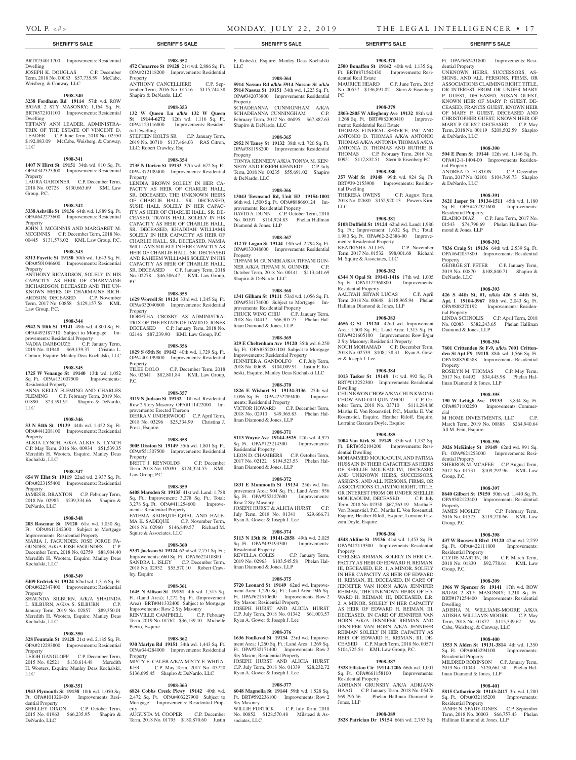**SHERIFF'S SALE**

BRT#234011700 Improvements: Residential Dwelling
JOSEPH K. DOUGLAS C.P. December Term, 2018 No. 00083 $57,735.59 McCabe, Weisberg, & Conway, LLC

**1908-340**
**3238 Fordham Rd 19114** 57th wd. ROW B/GAR 2 STY MASONRY; 1,164 Sq. Ft. BRT#572101100 Improvements: Residential Dwelling
TIFFANY ANN LEADER, ADMINISTRATRIX OF THE ESTATE OF VINCENT D. LEADER C.P. June Term, 2018 No. 02550 $192,083.09 McCabe, Weisberg, & Conway, LLC

**1908-341**
**1407 N Hirst St 19151** 34th wd. 810 Sq. Ft. OPA#342323300 Improvements: Residential Property
LAURA GARDINER C.P. December Term, 2018 No. 02728 $130,663.69 KML Law Group, P.C.

**1908-342**
**3338 Ashville St 19136** 64th wd. 1,889 Sq. Ft. OPA#642273600 Improvements: Residential Property
JOHN J. MCGINNIS AND MARGARET M. MCGINNIS C.P. December Term, 2018 No. 00445 $131,578.02 KML Law Group, P.C.

**1908-343**
**8313 Fayette St 19150** 50th wd. 1,643 Sq. Ft. OPA#501046600 Improvements: Residential Property
ANTHONY RICARDSON, SOLELY IN HIS CAPACITY AS HEIR OF CHARMAINE RICHARDSON, DECEASED AND THE UNKNOWN HEIRS OF CHARMAINE RICHARDSON, DECEASED C.P. November Term, 2017 No. 00858 $129,157.58 KML Law Group, P.C.

**1908-344**
**5942 N 10th St 19141** 49th wd. 4,800 Sq. Ft. OPA#492187710 Subject to Mortgage Improvements: Residential Property
NADIA DARBOUZE C.P. January Term, 2019 No. 01948 $69,139.37 Cristina L. Connor, Esquire; Manley Deas Kochalski, LLC

**1908-345**
**1725 W Venango St 19140** 13th wd. 1,052 Sq. Ft. OPA#131007500 Improvements: Residential Property
ANNA KELLY FLEMING AND CHARLES FLEMING C.P. February Term, 2019 No. 01890 $23,591.91 Shapiro & DeNardo, LLC

**1908-346**
**33 N 54th St 19139** 44th wd. 1,452 Sq. Ft. OPA#441208100 Improvements: Residential Property
ALKIA LYNCH, A/K/A ALKIA N. LYNCH C.P. May Term, 2016 No. 00934 $51,539.35 Meredith H. Wooters, Esquire; Manley Deas Kochalski, LLC

**1908-347**
**654 W Ellet St 19119** 22nd wd. 2,937 Sq. Ft. OPA#223155400 Improvements: Residential Property
JAMES R. BRAXTON C.P. February Term, 2018 No. 02985 $239,334.66 Shapiro & DeNardo, LLC

**1908-348**
**203 Rosemar St 19120** 61st wd. 1,050 Sq. Ft. OPA#611242300 Subject to Mortgage Improvements: Residential Property
MARIA J. FAGUNDES; JOSE JORGE FAGUNDES, A/K/A JOSE FAGUNDES C.P. December Term, 2018 No. 02759 $88,904.40 Meredith H. Wooters, Esquire; Manley Deas Kochalski, LLC

**1908-349**
**5409 Erdrick St 19124** 62nd wd. 1,316 Sq. Ft. OPA#622347400 Improvements: Residential Property
SHAUNDA SILBURN, A/K/A SHAUNDA L. SILBURN, A/K/A S. SILBURN C.P. January Term, 2019 No. 02857 $89,350.01 Meredith H. Wooters, Esquire; Manley Deas Kochalski, LLC

**1908-350**
**328 Fountain St 19128** 21st wd. 2,185 Sq. Ft. OPA#212293800 Improvements: Residential Property
LEIGH GANGLOFF C.P. December Term, 2015 No. 02521 $130,614.48 Meredith H. Wooters, Esquire; Manley Deas Kochalski, LLC

**1908-351**
**1943 Plymouth St 19138** 10th wd. 1,050 Sq. Ft. OPA#101320400 Improvements: Residential Property
SHELLEY DIXON C.P. October Term, 2015 No. 01963 $66,235.95 Shapiro & DeNardo, LLC

**1908-352**
**472 Conarroe St 19128** 21st wd. 2,886 Sq. Ft. OPA#212118200 Improvements: Residential Property
ANTHONY CANCELLIERE C.P. September Term, 2016 No. 01716 $115,744.38 Shapiro & DeNardo, LLC

**1908-353**
**132 W Queen Ln a/k/a 132 W Queen St 19144-6272** 12th wd. 1,116 Sq. Ft. OPA#123116800 Improvements: Residential Dwelling
STEPHEN HOLTS SR C.P. January Term, 2019 No. 00710 $137,464.03 RAS Citron, LLC; Robert Crawley, Esq

**1908-354**
**2735 N Darien St 19133** 37th wd. 672 Sq. Ft. OPA#372109400 Improvements: Residential Property
LENDIA BROWN SOLELY IN HER CAPACITY AS HEIR OF CHARLIE HALL, SR. DECEASED, THE UNKNOWN HEIRS OF CHARLIE HALL, SR. DECEASED, SUSIE HALL SOLELY IN HER CAPACITY AS HEIR OF CHARLIE HALL, SR. DECEASED, TRAVIS HALL SOLELY IN HIS CAPACITY AS HEIR OF CHARLIE HALL, SR. DECEASED, KHADIJAH WILLIAMS SOLELY IN HER CAPACITY AS HEIR OF CHARLIE HALL, SR. DECEASED, NAMIA WILLIAMS SOLELY IN HER CAPACITY AS HEIR OF CHARLIE HALL, SR. DECEASED AND RAHEEM WILLIAMS SOLELY IN HIS CAPACITY AS HEIR OF CHARLIE HALL, SR. DECEASED C.P. January Term, 2018 No. 02278 $46,586.47 KML Law Group, P.C.

**1908-355**
**1629 Worrell St 19124** 33rd wd. 1,245 Sq. Ft. OPA#332040600 Improvements: Residential Property
DORETHA CROSBY AS ADMINISTRATRIX OF THE ESTATE OF DAVID D. JONES DECEASED C.P. January Term, 2018 No. 02146 $87,239.90 KML Law Group, P.C.

**1908-356**
**1829 S 65th St 19142** 40th wd. 1,729 Sq. Ft. OPA#401199800 Improvements: Residential Property
TILEE DOLO C.P. December Term, 2018 No. 02641 $82,801.84 KML Law Group, P.C.

**1908-357**
**3119 N Judson St 19132** 11th wd. Residential Row 2 Story Masonry OPA#111422000 Improvements: Erected Thereon
DERRA V. UNDERWOOD C.P. April Term, 2018 No. 03296 $25,334.99 Christina J. Pross, Esquire

**1908-358**
**3005 Disston St 19149** 55th wd. 1,801 Sq. Ft. OPA#551307500 Improvements: Residential Property
BRETT J. REYNOLDS C.P. December Term, 2018 No. 02030 $124,324.55 KML Law Group, P.C.

**1908-359**
**6408 Marsden St 19135** 41st wd. Land: 1,788 Sq. Ft.; Improvement: 3,278 Sq. Ft.; Total: 3,278 Sq. Ft. OPA#411254600 Improvements: Residential Property
FATEMA SADEQUE-IQBAL AND HALEMA K. SADEQUE C.P. November Term, 2018 No. 02960 $146,849.57 Richard M. Squire & Associates, LLC

**1908-360**
**5337 Jackson St 19124** 62nd wd. 7,751 Sq. Ft.; Improvements: 660 Sq. Ft. OPA#622410800
SANDRA L. ISLEY C.P. December Term, 2018 No. 02932 $55,570.10 Robert Crawley, Esquire

**1908-361**
**1645 N Allison St 19131** 4th wd. 1,515 Sq. Ft. (Land Area); 1,272 Sq. Ft. (Improvement Area) BRT#041332400 Subject to Mortgage Improvements: Row 2 Sty Masonry
RENVILLE CAMPBELL C.P. February Term, 2019 No. 01762 $36,139.10 Michelle Pierro, Esquire

**1908-362**
**930 Marlyn Rd 19151** 34th wd. 1,443 Sq. Ft. OPA#344284000 Improvements: Residential Property
MISTY E. CALEB A/K/A MISTY E. WHITAKER C.P. May Term, 2017 No. 03720 $136,695.45 Shapiro & DeNardo, LLC

**1908-363**
**6824 Cobbs Creek Pkwy 19142** 40th wd. 2,472 Sq. Ft. OPA#403227900 Subject to Mortgage Improvements: Residential Property
AUGUSTA M. COOPER C.P. December Term, 2018 No. 01795 $180,870.60 Justin F. Kobeski, Esquire; Manley Deas Kochalski LLC

**1908-364**
**5914 Nassau Rd a/k/a 5914 Nassau St a/k/a 5914 Nassua St 19151** 34th wd. 1,223 Sq. Ft. OPA#342073800 Improvements: Residential Property
SCHADEANNA CUNNINGHAM A/K/A SCHADEANNA CUNNINGHAM C.P. February Term, 2017 No. 06095 $67,887.63 Shapiro & DeNardo, LLC

**1908-365**
**2952 N Taney St 19132** 38th wd. 720 Sq. Ft. OPA#381198200 Improvements: Residential Property
TONYA KENNEDY A/K/A TONYA M. KENNEDY AND JOSEPH KENNEDY C.P. July Term, 2018 No. 00235 $55,691.02 Shapiro & DeNardo, LLC

**1908-366**
**13043 Townsend Rd, Unit H3 19154-1001** 66th wd. 1,500 Sq. Ft. OPA#888660124 Improvements: Residential Property
DAVID A. DUNN C.P. October Term, 2018 No. 00197 $114,924.83 Phelan Hallinan Diamond & Jones, LLP

**1908-367**
**312 W Logan St 19144** 13th wd. 2,794 Sq. Ft. OPA#133048600 Improvements: Residential Property
TIFFANI M. GUNNER A/K/A TIFFANI GUNNER A/K/A TIFFANI N. GUNNER C.P. October Term, 2018 No. 00141 $113,441.69 Shapiro & DeNardo, LLC

**1908-368**
**1341 Gilham St 19111** 53rd wd. 1,056 Sq. Ft. OPA#531174000 Subject to Mortgage Improvements: Residential Property
CHUCK WING CHIU C.P. January Term, 2018 No. 04417 $66,305.75 Phelan Hallinan Diamond & Jones, LLP

**1908-369**
**329 E Cheltenham Ave 19120** 35th wd. 6,250 Sq. Ft. OPA#352001100 Subject to Mortgage Improvements: Residential Property
JENNIFER A. GANDOLFO C.P. July Term, 2018 No. 00639 $104,009.91 Justin F. Kobeski, Esquire; Manley Deas Kochalski LLC

**1908-370**
**1826 E Wishart St 19134-3136** 25th wd. 1,096 Sq. Ft. OPA#252289400 Improvements: Residential Property
VICTOR HOWARD C.P. December Term, 2018 No. 02910 $49,365.83 Phelan Hallinan Diamond & Jones, LLP

**1908-371**
**5113 Wayne Ave 19144-3525** 12th wd. 4,925 Sq. Ft. OPA#123214300 Improvements: Residential Property
LEON D. CHAMBERS C.P. October Term, 2017 No. 02122 $194,523.53 Phelan Hallinan Diamond & Jones, LLP

**1908-372**
**1831 E Monmouth St 19134** 25th wd. Improvement Area: 904 Sq. Ft.; Land Area: 936 Sq. Ft. OPA#252127600 Improvements: Row 2 Sty Masonry
JOSEPH HURST & ALICIA HURST C.P. July Term, 2018 No. 01341 $29,666.71 Ryan A. Gower & Joseph I. Lee

**1908-374**
**5113 N 13th St 19141-2858** 49th wd. 2,025 Sq. Ft. OPA#493193300 Improvements: Residential Property
REVELLA COLES C.P. January Term, 2019 No. 02963 $103,545.58 Phelan Hallinan Diamond & Jones, LLP

**1908-375**
**5720 Leonard St 19149** 62nd wd. Improvement Area: 1,220 Sq. Ft.; Land Area: 946 Sq. Ft. OPA#621510600 Improvements: Row 2 Sty Mason; Residential Property
JOSEPH HURST AND ALICIA HURST C.P. July Term, 2018 No. 01342 $61,003.57 Ryan A. Gower & Joseph I. Lee

**1908-376**
**1636 Foulkrod St 19134** 23rd wd. Improvement Area: 1,260 Sq. Ft.; Land Area: 1,269 Sq. Ft. OPA#232171400 Improvements: Row 2 Sty Mason; Residential Property
JOSEPH HURST AND ALICIA HURST C.P. July Term, 2018 No. 01339 $28,232.72 Ryan A. Gower & Joseph I. Lee

**1908-377**
**6048 Magnolia St 19144** 59th wd. 1,528 Sq. Ft. BRT#592236100 Improvements: Row 2 Sty Masonry
WILLIE FURTICK C.P. July Term, 2018 No. 00852 $128,570.48 Milstead & Associates, LLC

**1908-378**
**2500 Bonaffon St 19142** 40th wd. 1,135 Sq. Ft. BRT#871562430 Improvements: Residential Real Estate
MAURICE HEARD C.P. June Term, 2015 No. 00557 $136,891.02 Stern & Eisenberg PC

**1908-379**
**2803-2805 W Allegheny Ave 19132** 88th wd. 1,268 Sq. Ft. BRT#882060410 Improvements: Residential Real Estate
THOMAS FUNERAL SERVICE, INC AND ANTONIO D. THOMAS A/K/A ANTONIO THOMAS A/K/A ANTONIA THOMAS A/K/A ANTONIA D. THOMAS AND RUTHIE B. THOMAS C.P. February Term, 2016 No. 00951 $117,832.51 Stern & Eisenberg PC

**1908-380**
**357 Wolf St 19148** 99th wd. 924 Sq. Ft. BRT#39-2153900 Improvements: Residential Dwelling
THERESA OWENS C.P. August Term, 2018 No. 02680 $152,920.13 Powers Kirn, LLC

**1908-381**
**5108 Duffield St 19124** 62nd wd. Land: 1,980 Sq. Ft.; Improvement: 1,632 Sq. Ft.; Total: 1,980 Sq. Ft. OPA#62-2-2386-00 Improvements: Residential Property
KEATRISHA ALLEN C.P. November Term, 2017 No. 01532 $98,001.68 Richard M. Squire & Associates, LLC

**1908-382**
**6344 N Opal St 19141-1416** 17th wd. 1,005 Sq. Ft. OPA#172368800 Improvements: Residential Property
AALIYAH SHYAN LUCAS C.P. April Term, 2018 No. 00648 $118,965.94 Phelan Hallinan Diamond & Jones, LLP

**1908-383**
**4656 G St 19120** 42nd wd. Improvement Area: 1,500 Sq. Ft.; Land Area: 1,315 Sq. Ft. OPA#421605100 Improvements: Row B/gar 2 Sty Masonry; Residential Property
NOUH MOHAMAD C.P. December Term, 2018 No. 02539 $108,138.31 Ryan A. Gower & Joseph I. Lee

**1908-384**
**1013 Tasker St 19148** 1st wd. 992 Sq. Ft. BRT#012252300 Improvements: Residential Dwelling
CHUN KWON CHOW A/K/A CHUN KWONG CHOW AND GUI QUN ZHOU C.P. October Term, 2018 No. 03710 $111,284.86 Martha E. Von Rosenstiel, P.C., Martha E. Von Rosenstiel, Esquire, Heather Riloff, Esquire, Lorraine Gazzara Doyle, Esquire

**1908-385**
**1004 Van Kirk St 19149** 35th wd. 1,132 Sq. Ft. BRT#352104200 Improvements: Residential Dwelling
MOHAMMED MOUKAOUIN, AND FATIMA HUSSAIN IN THEIR CAPACITIES AS HEIRS OF SHELLIE MOUKAOUIM, DECEASED AND UNKNOWN HEIRS, SUCCESSORS, ASSIGNS, AND ALL PERSONS, FIRMS, OR ASSOCIATIONS CLAIMING RIGHT, TITLE, OR INTEREST FROM OR UNDER SHELLIE MOUKAOUIM, DECEASED C.P. July Term, 2018 No. 02358 $67,263.19 Martha E. Von Rosenstiel, P.C., Martha E. Von Rosenstiel, Esquire, Heather Riloff, Esquire, Lorraine Gazzara Doyle, Esquire

**1908-386**
**4548 Aldine St 19136** 41st wd. 1,453 Sq. Ft. OPA#412119300 Improvements: Residential Property
CHELSEA REIMAN, SOLELY IN HER CAPACITY AS HEIR OF EDWARD H. REIMAN, III, DECEASED, E.R. 1, A MINOR, SOLELY IN HER CAPACITY AS HEIR OF EDWARD H. REIMAN, III, DECEASED, IN CARE OF JENNIFER VAN HORN A/K/A JENNIFER REIMAN, THE UNKNOWN HEIRS OF EDWARD H. REIMAN, III, DECEASED, E.R. 2, A MINOR, SOLELY IN HER CAPACITY AS HEIR OF EDWARD H. REIMAN, III, DECEASED, IN CARE OF JENNIFER VAN HORN A/K/A JENNIFER REIMAN AND JENNIFER VAN HORN A/K/A JENNIFER REIMAN SOLELY IN HER CAPACITY AS HEIR OF EDWARD H. REIMAN, III, DECEASED C.P. March Term, 2018 No. 00571 $104,725.54 KML Law Group, P.C.

**1908-387**
**3328 Elliston Cir 19114-1206** 66th wd. 1,001 Sq. Ft. OPA#661158100 Improvements: Residential Property
ADRIANN GRUNSBY A/K/A ADRIANN HAAG C.P. January Term, 2018 No. 05476 $69,795.56 Phelan Hallinan Diamond & Jones, LLP

**1908-389**
**3828 Patrician Dr 19154** 66th wd. 2,753 Sq. Ft. OPA#662431800 Improvements: Residential Property
UNKNOWN HEIRS, SUCCESSORS, ASSIGNS, AND ALL PERSONS, FIRMS, OR ASSOCIATIONS CLAIMING RIGHT, TITLE, OR INTEREST FROM OR UNDER MARY P. GUEST, DECEASED, SUSAN GUEST, KNOWN HEIR OF MARY P. GUEST, DECEASED, FRANCIS GUEST, KNOWN HEIR OF MARY P. GUEST, DECEASED AND CHRISTOPHER GUEST, KNOWN HEIR OF MARY P. GUEST, DECEASED C.P. May Term, 2018 No. 00119 $208,502.59 Shapiro & DeNardo, LLC

**1908-390**
**504 E Penn St 19144** 12th wd. 1,146 Sq. Ft. OPA#12-1-1404-00 Improvements: Residential Property
ANDREA D. ELSTON C.P. December Term, 2017 No. 02101 $104,769.73 Shapiro & DeNardo, LLC

**1908-391**
**3621 Jasper St 19134-1511** 45th wd. 1,180 Sq. Ft. OPA#452371600 Improvements: Residential Property
ELADIO DIAZ C.P. June Term, 2017 No. 01543 $74,796.69 Phelan Hallinan Diamond & Jones, LLP

**1908-392**
**7836 Craig St 19136** 64th wd. 2,539 Sq. Ft. OPA#642057800 Improvements: Residential Property
GEORGE ST. PETER C.P. January Term, 2019 No. 00870 $108,840.71 Shapiro & DeNardo, LLC

**1908-393**
**426 S 44th St, #1, a/k/a 426 S 44th St, Apt. 1 19104-3967** 88th wd. 2,043 Sq. Ft. OPA#888270192 Improvements: Residential Property
LINDA SCHNOLIS C.P. April Term, 2018 No. 02083 $382,243.65 Phelan Hallinan Diamond & Jones, LLP

**1908-394**
**7601 Crittenden St F-9, a/k/a 7601 Crittenden St Apt F9 19118** 88th wd. 1,566 Sq. Ft. OPA#888200588 Improvements: Residential Property
ROSILYN M. THOMAS C.P. May Term, 2017 No. 04492 $34,445.98 Phelan Hallinan Diamond & Jones, LLP

**1908-395**
**190 W Lehigh Ave 19133** 3,834 Sq. Ft. OPA#871102250 Improvements: Commercial
M HOME INVESTMENTS, LLC C.P. March Term, 2019 No. 00888 $264,940.64 Jill M. Fein, Esquire

**1908-396**
**3026 McKinley St 19149** 62nd wd. 991 Sq. Ft. OPA#621253000 Improvements: Residential Property
SHERRON M. MCAFEE C.P. August Term, 2017 No. 01731 $109,292.96 KML Law Group, P.C.

**1908-397**
**8640 Gilbert St 19150** 50th wd. 1,440 Sq. Ft. OPA#502123400 Improvements: Residential Property
JAMES MOSLEY C.P. February Term, 2016 No. 01575 $119,728.66 KML Law Group, P.C.

**1908-398**
**437 W Roosevelt Blvd 19120** 42nd wd. 2,259 Sq. Ft. OPA#422111800 Improvements: Residential Property
CLYDE MARTIN, JR C.P. March Term, 2018 No. 01830 $92,778.61 KML Law Group, P.C.

**1908-399**
**1966 W Spencer St 19141** 17th wd. ROW B/GAR 2 STY MASONRY; 1,218 Sq. Ft. BRT#171254400 Improvements: Residential Dwelling
ADISHA N. WILLIAMS-MOORE A/K/A ADISHA WILLIAMS-MOORE C.P. May Term, 2018 No. 01872 $115,339.62 McCabe, Weisberg, & Conway, LLC

**1908-400**
**1553 N Alden St 19131-3814** 4th wd. 1,350 Sq. Ft. OPA#043294100 Improvements: Residential Property
MILDRED ROBINSON C.P. January Term, 2019 No. 01043 $120,661.58 Phelan Hallinan Diamond & Jones, LLP

**1908-401**
**5815 Catharine St 19143-2417** 3rd wd. 1,280 Sq. Ft. OPA#032185200 Improvements: Residential Property
JANEE N. SPADY-JONES C.P. September Term, 2018 No. 00003 $66,757.43 Phelan Hallinan Diamond & Jones, LLP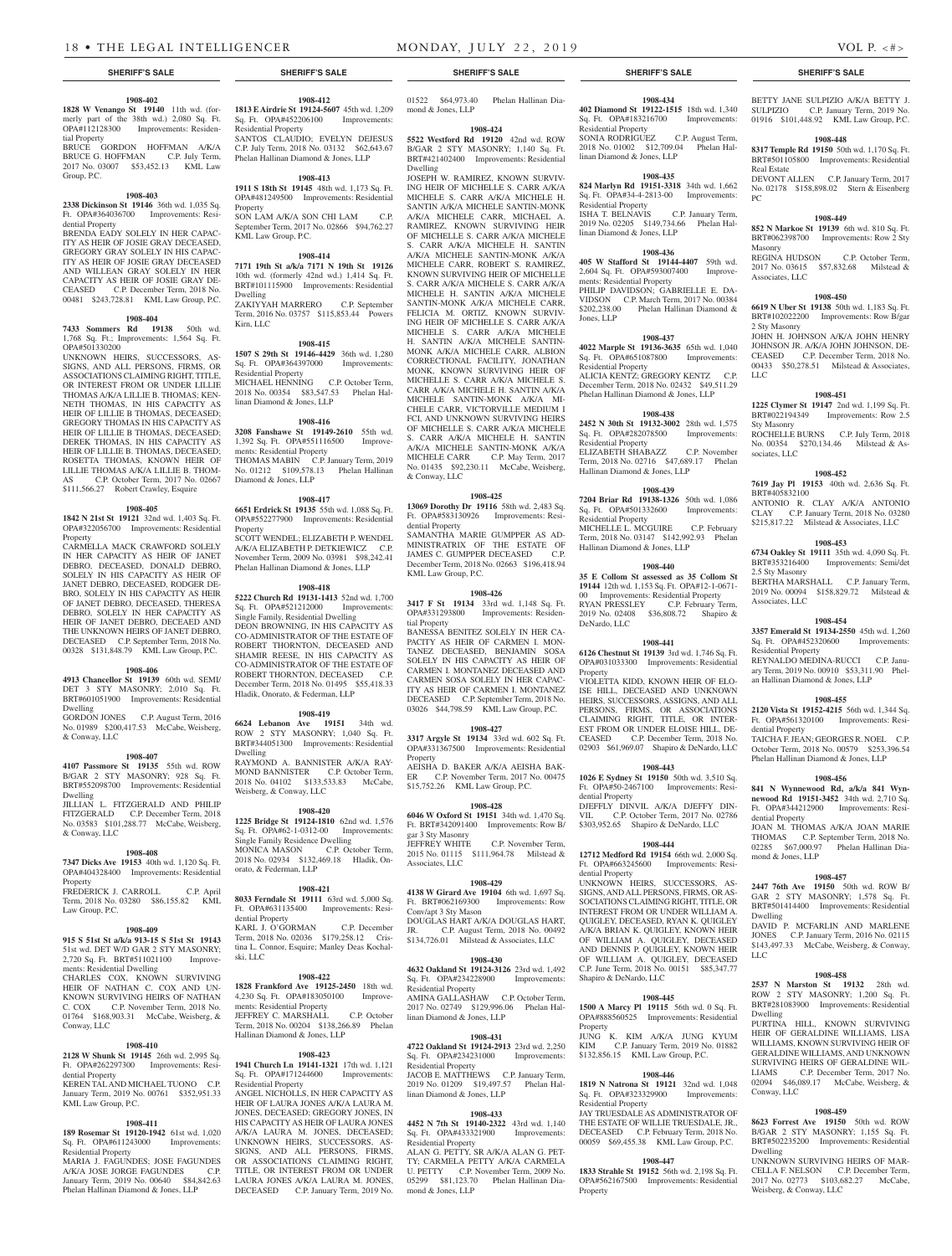**1908-402**

**1828 W Venango St 19140** 11th wd. (formerly part of the 38th wd.) 2,080 Sq. Ft. OPA#112128300 Improvements: Residential Property

BRUCE GORDON HOFFMAN A/K/A BRUCE G. HOFFMAN C.P. July Term, 2017 No. 03007 $53,452.13 KML Law Group, P.C.

**1908-403**

**2338 Dickinson St 19146** 36th wd. 1,035 Sq. Ft. OPA#364036700 Improvements: Residential Property

BRENDA EADY SOLELY IN HER CAPACITY AS HEIR OF JOSIE GRAY DECEASED, GREGORY GRAY SOLELY IN HIS CAPACITY AS HEIR OF JOSIE GRAY DECEASED AND WILLEAN GRAY SOLELY IN HER CAPACITY AS HEIR OF JOSIE GRAY DECEASED C.P. December Term, 2018 No. 00481 $243,728.81 KML Law Group, P.C.

**1908-404**

**7433 Sommers Rd 19138** 50th wd. 1,768 Sq. Ft.; Improvements: 1,564 Sq. Ft. OPA#501330200

UNKNOWN HEIRS, SUCCESSORS, ASSIGNS, AND ALL PERSONS, FIRMS, OR ASSOCIATIONS CLAIMING RIGHT, TITLE, OR INTEREST FROM OR UNDER LILLIE THOMAS A/K/A LILLIE B. THOMAS; KENNETH THOMAS, IN HIS CAPACITY AS HEIR OF LILLIE B THOMAS, DECEASED; GREGORY THOMAS IN HIS CAPACITY AS HEIR OF LILLIE B THOMAS, DECEASED; DEREK THOMAS, IN HIS CAPACITY AS HEIR OF LILLIE B. THOMAS, DECEASED; ROSETTA THOMAS, KNOWN HEIR OF LILLIE THOMAS A/K/A LILLIE B. THOMAS C.P. October Term, 2017 No. 02667 $111,566.27 Robert Crawley, Esquire

**1908-405**

**1842 N 21st St 19121** 32nd wd. 1,403 Sq. Ft. OPA#322056700 Improvements: Residential Property

CARMELLA MACK CRAWFORD SOLELY IN HER CAPACITY AS HEIR OF JANET DEBRO, DECEASED, DONALD DEBRO, SOLELY IN HIS CAPACITY AS HEIR OF JANET DEBRO, DECEASED, RODGER DEBRO, SOLELY IN HIS CAPACITY AS HEIR OF JANET DEBRO, DECEASED, THERESA DEBRO, SOLELY IN HER CAPACITY AS HEIR OF JANET DEBRO, DECEAED AND THE UNKNOWN HEIRS OF JANET DEBRO, DECEASED C.P. September Term, 2018 No. 00328 $131,848.79 KML Law Group, P.C.

**1908-406**

**4913 Chancellor St 19139** 60th wd. SEMI/DET 3 STY MASONRY; 2,010 Sq. Ft. BRT#601051900 Improvements: Residential Dwelling

GORDON JONES C.P. August Term, 2016 No. 01989 $200,417.53 McCabe, Weisberg, & Conway, LLC

**1908-407**

**4107 Passmore St 19135** 55th wd. ROW B/GAR 2 STY MASONRY; 928 Sq. Ft. BRT#552098700 Improvements: Residential Dwelling

JILLIAN L. FITZGERALD AND PHILIP FITZGERALD C.P. December Term, 2018 No. 03583 $101,288.77 McCabe, Weisberg, & Conway, LLC

**1908-408**

**7347 Dicks Ave 19153** 40th wd. 1,120 Sq. Ft. OPA#404328400 Improvements: Residential Property

FREDERICK J. CARROLL C.P. April Term, 2018 No. 03280 $86,155.82 KML Law Group, P.C.

**1908-409**

**915 S 51st St a/k/a 913-15 S 51st St 19143** 51st wd. DET W/D GAR 2 STY MASONRY; 2,720 Sq. Ft. BRT#511021100 Improvements: Residential Dwelling

CHARLES COX, KNOWN SURVIVING HEIR OF NATHAN C. COX AND UNKNOWN SURVIVING HEIRS OF NATHAN C. COX C.P. November Term, 2018 No. 01764 $168,903.31 McCabe, Weisberg, & Conway, LLC

**1908-410**

**2128 W Shunk St 19145** 26th wd. 2,995 Sq. Ft. OPA#262297300 Improvements: Residential Property

KEREN TAL AND MICHAEL TUONO C.P. January Term, 2019 No. 00761 $352,951.33 KML Law Group, P.C.

**1908-411**

**189 Rosemar St 19120-1942** 61st wd. 1,020 Sq. Ft. OPA#611243000 Improvements: Residential Property

MARIA J. FAGUNDES; JOSE FAGUNDES A/K/A JOSE JORGE FAGUNDES C.P. January Term, 2019 No. 00640 $84,842.63 Phelan Hallinan Diamond & Jones, LLP

**1908-412**

**1813 E Airdrie St 19124-5607** 45th wd. 1,209 Sq. Ft. OPA#452206100 Improvements: Residential Property

SANTOS CLAUDIO; EVELYN DEJESUS C.P. July Term, 2018 No. 03132 $62,643.67 Phelan Hallinan Diamond & Jones, LLP

**1908-413**

**1911 S 18th St 19145** 48th wd. 1,173 Sq. Ft. OPA#481249500 Improvements: Residential Property

SON LAM A/K/A SON CHI LAM C.P. September Term, 2017 No. 02866 $94,762.27 KML Law Group, P.C.

**1908-414**

**7171 19th St a/k/a 7171 N 19th St 19126** 10th wd. (formerly 42nd wd.) 1,414 Sq. Ft. BRT#101115900 Improvements: Residential Dwelling

ZAKIYYAH MARRERO C.P. September Term, 2016 No. 03757 $115,853.44 Powers Kirn, LLC

**1908-415**

**1507 S 29th St 19146-4429** 36th wd. 1,280 Sq. Ft. OPA#364397000 Improvements: Residential Property

MICHAEL HENNING C.P. October Term, 2018 No. 00354 $83,547.53 Phelan Hallinan Diamond & Jones, LLP

**1908-416**

**3208 Fanshawe St 19149-2610** 55th wd. 1,392 Sq. Ft. OPA#551116500 Improvements: Residential Property

THOMAS MABIN C.P. January Term, 2019 No. 01212 $109,578.13 Phelan Hallinan Diamond & Jones, LLP

**1908-417**

**6651 Erdrick St 19135** 55th wd. 1,088 Sq. Ft. OPA#552277900 Improvements: Residential Property

SCOTT WENDEL; ELIZABETH P. WENDEL A/K/A ELIZABETH P. DETKIEWICZ C.P. November Term, 2009 No. 03981 $98,242.41 Phelan Hallinan Diamond & Jones, LLP

**1908-418**

**5222 Church Rd 19131-1413** 52nd wd. 1,700 Sq. Ft. OPA#521212000 Improvements: Single Family, Residential Dwelling

DEON BROWNING, IN HIS CAPACITY AS CO-ADMINISTRATOR OF THE ESTATE OF ROBERT THORNTON, DECEASED AND SHAMIR REESE, IN HIS CAPACITY AS CO-ADMINISTRATOR OF THE ESTATE OF ROBERT THORNTON, DECEASED C.P. December Term, 2018 No. 01495 $55,418.33 Hladik, Onorato, & Federman, LLP

**1908-419**

**6624 Lebanon Ave 19151** 34th wd. ROW 2 STY MASONRY; 1,040 Sq. Ft. BRT#344051300 Improvements: Residential Dwelling

RAYMOND A. BANNISTER A/K/A RAYMOND BANNISTER C.P. October Term, 2018 No. 04102 $133,533.83 McCabe, Weisberg, & Conway, LLC

**1908-420**

**1225 Bridge St 19124-1810** 62nd wd. 1,576 Sq. Ft. OPA#62-1-0312-00 Improvements: Single Family Residence Dwelling

MONICA MASON C.P. October Term, 2018 No. 02934 $132,469.18 Hladik, Onorato, & Federman, LLP

**1908-421**

**8033 Ferndale St 19111** 63rd wd. 5,000 Sq. Ft. OPA#631135400 Improvements: Residential Property

KARL J. O'GORMAN C.P. December Term, 2018 No. 02036 $179,258.12 Cristina L. Connor, Esquire; Manley Deas Kochalski, LLC

**1908-422**

**1828 Frankford Ave 19125-2450** 18th wd. 4,230 Sq. Ft. OPA#183050100 Improvements: Residential Property

JEFFREY C. MARSHALL C.P. October Term, 2018 No. 00204 $138,266.89 Phelan Hallinan Diamond & Jones, LLP

**1908-423**

**1941 Church Ln 19141-1321** 17th wd. 1,121 Sq. Ft. OPA#171244600 Improvements: Residential Property

ANGEL NICHOLLS, IN HER CAPACITY AS HEIR OF LAURA JONES A/K/A LAURA M. JONES, DECEASED; GREGORY JONES, IN HIS CAPACITY AS HEIR OF LAURA JONES A/K/A LAURA M. JONES, DECEASED; UNKNOWN HEIRS, SUCCESSORS, ASSIGNS, AND ALL PERSONS, FIRMS, OR ASSOCIATIONS CLAIMING RIGHT, TITLE, OR INTEREST FROM OR UNDER LAURA JONES A/K/A LAURA M. JONES, DECEASED C.P. January Term, 2019 No. 01522 $64,973.40 Phelan Hallinan Diamond & Jones, LLP

**1908-424**

**5522 Westford Rd 19120** 42nd wd. ROW B/GAR 2 STY MASONRY; 1,140 Sq. Ft. BRT#421402400 Improvements: Residential Dwelling

JOSEPH W. RAMIREZ, KNOWN SURVIVING HEIR OF MICHELLE S. CARR A/K/A MICHELE S. CARR A/K/A MICHELE H. SANTIN A/K/A MICHELE SANTIN-MONK A/K/A MICHELE CARR, MICHAEL A. RAMIREZ, KNOWN SURVIVING HEIR OF MICHELLE S. CARR A/K/A MICHELE S. CARR A/K/A MICHELE H. SANTIN A/K/A MICHELE SANTIN-MONK A/K/A MICHELE CARR, ROBERT S. RAMIREZ, KNOWN SURVIVING HEIR OF MICHELLE S. CARR A/K/A MICHELE S. CARR A/K/A MICHELE H. SANTIN A/K/A MICHELE SANTIN-MONK A/K/A MICHELE CARR, FELICIA M. ORTIZ, KNOWN SURVIVING HEIR OF MICHELLE S. CARR A/K/A MICHELE S. CARR A/K/A MICHELE H. SANTIN A/K/A MICHELE SANTIN-MONK A/K/A MICHELE CARR, ALBION CORRECTIONAL FACILITY, JONATHAN MONK, KNOWN SURVIVING HEIR OF MICHELLE S. CARR A/K/A MICHELE S. CARR A/K/A MICHELE H. SANTIN A/K/A MICHELE SANTIN-MONK A/K/A MICHELE CARR, VICTORVILLE MEDIUM I FCI, AND UNKNOWN SURVIVING HEIRS OF MICHELLE S. CARR A/K/A MICHELE S. CARR A/K/A MICHELE H. SANTIN A/K/A MICHELE SANTIN-MONK A/K/A MICHELE CARR C.P. May Term, 2017 No. 01435 $92,230.11 McCabe, Weisberg, & Conway, LLC

**1908-425**

**13069 Dorothy Dr 19116** 58th wd. 2,483 Sq. Ft. OPA#583130926 Improvements: Residential Property

SAMANTHA MARIE GUMPPER AS ADMINISTRATRIX OF THE ESTATE OF JAMES C. GUMPPER DECEASED C.P. December Term, 2018 No. 02663 $196,418.94 KML Law Group, P.C.

**1908-426**

**3417 F St 19134** 33rd wd. 1,148 Sq. Ft. OPA#331293800 Improvements: Residential Property

BANESSA BENITEZ SOLELY IN HER CAPACITY AS HEIR OF CARMEN I. MONTANEZ DECEASED, BENJAMIN SOSA SOLELY IN HIS CAPACITY AS HEIR OF CARMEN I. MONTANEZ DECEASED AND CARMEN SOSA SOLELY IN HER CAPACITY AS HEIR OF CARMEN I. MONTANEZ DECEASED C.P. September Term, 2018 No. 03026 $44,798.59 KML Law Group, P.C.

**1908-427**

**3317 Argyle St 19134** 33rd wd. 602 Sq. Ft. OPA#331367500 Improvements: Residential Property

AEISHA D. BAKER A/K/A AEISHA BAKER C.P. November Term, 2017 No. 00475 $15,752.26 KML Law Group, P.C.

**1908-428**

**6046 W Oxford St 19151** 34th wd. 1,470 Sq. Ft. BRT#342091400 Improvements: Row B/gar 3 Sty Masonry

JEFFREY WHITE C.P. November Term, 2015 No. 01115 $111,964.78 Milstead & Associates, LLC

**1908-429**

**4138 W Girard Ave 19104** 6th wd. 1,697 Sq. Ft. BRT#062169300 Improvements: Row Conv/apt 3 Sty Mason

DOUGLAS HART A/K/A DOUGLAS HART, JR. C.P. August Term, 2018 No. 00492 $134,726.01 Milstead & Associates, LLC

**1908-430**

**4632 Oakland St 19124-3126** 23rd wd. 1,492 Sq. Ft. OPA#234228900 Improvements: Residential Property

AMINA GALLASHAW C.P. October Term, 2017 No. 02749 $129,996.06 Phelan Hallinan Diamond & Jones, LLP

**1908-431**

**4722 Oakland St 19124-2913** 23rd wd. 2,250 Sq. Ft. OPA#234231000 Improvements: Residential Property

JACOB E. MATTHEWS C.P. January Term, 2019 No. 01209 $19,497.57 Phelan Hallinan Diamond & Jones, LLP

**1908-433**

**4452 N 7th St 19140-2322** 43rd wd. 1,140 Sq. Ft. OPA#433321900 Improvements: Residential Property

ALAN G. PETTY, SR A/K/A ALAN G. PETTY; CARMELA PETTY A/K/A CARMELA U. PETTY C.P. November Term, 2009 No. 05299 $81,123.70 Phelan Hallinan Diamond & Jones, LLP

**1908-434**

**402 Diamond St 19122-1515** 18th wd. 1,340 Sq. Ft. OPA#183216700 Improvements: Residential Property

SONIA RODRIGUEZ C.P. August Term, 2018 No. 01002 $12,709.04 Phelan Hallinan Diamond & Jones, LLP

**1908-435**

**824 Marlyn Rd 19151-3318** 34th wd. 1,662 Sq. Ft. OPA#34-4-2813-00 Improvements: Residential Property

ISHA T. BELNAVIS C.P. January Term, 2019 No. 02205 $149,734.66 Phelan Hallinan Diamond & Jones, LLP

**1908-436**

**405 W Stafford St 19144-4407** 59th wd. 2,604 Sq. Ft. OPA#593007400 Improvements: Residential Property

PHILIP DAVIDSON; GABRIELLE E. DAVIDSON C.P. March Term, 2017 No. 00384 $202,238.00 Phelan Hallinan Diamond & Jones, LLP

**1908-437**

**4022 Marple St 19136-3635** 65th wd. 1,040 Sq. Ft. OPA#651087800 Improvements: Residential Property

ALICIA KENTZ; GREGORY KENTZ C.P. December Term, 2018 No. 02432 $49,511.29 Phelan Hallinan Diamond & Jones, LLP

**1908-438**

**2452 N 30th St 19132-3002** 28th wd. 1,575 Sq. Ft. OPA#282078500 Improvements: Residential Property

ELIZABETH SHABAZZ C.P. November Term, 2018 No. 02716 $47,689.17 Phelan Hallinan Diamond & Jones, LLP

**1908-439**

**7204 Briar Rd 19138-1326** 50th wd. 1,086 Sq. Ft. OPA#501332600 Improvements: Residential Property

MICHELLE L. MCGUIRE C.P. February Term, 2018 No. 03147 $142,992.93 Phelan Hallinan Diamond & Jones, LLP

**1908-440**

**35 E Collom St assessed as 35 Collom St 19144** 12th wd. 1,153 Sq. Ft. OPA#12-1-0671-00 Improvements: Residential Property

RYAN PRESSLEY C.P. February Term, 2019 No. 02408 $36,808.72 Shapiro & DeNardo, LLC

**1908-441**

**6126 Chestnut St 19139** 3rd wd. 1,746 Sq. Ft. OPA#031033300 Improvements: Residential Property

VIOLETTA KIDD, KNOWN HEIR OF ELOISE HILL, DECEASED AND UNKNOWN HEIRS, SUCCESSORS, ASSIGNS, AND ALL PERSONS, FIRMS, OR ASSOCIATIONS CLAIMING RIGHT, TITLE, OR INTEREST FROM OR UNDER ELOISE HILL, DECEASED C.P. December Term, 2018 No. 02903 $61,969.07 Shapiro & DeNardo, LLC

**1908-443**

**1026 E Sydney St 19150** 50th wd. 3,510 Sq. Ft. OPA#50-2467100 Improvements: Residential Property

DJEFFY DINVIL A/K/A DJEFFY DINVIL C.P. October Term, 2017 No. 02786 $303,952.65 Shapiro & DeNardo, LLC

**1908-444**

**12712 Medford Rd 19154** 66th wd. 2,000 Sq. Ft. OPA#663245600 Improvements: Residential Property

UNKNOWN HEIRS, SUCCESSORS, ASSIGNS, AND ALL PERSONS, FIRMS, OR ASSOCIATIONS CLAIMING RIGHT, TITLE, OR INTEREST FROM OR UNDER WILLIAM A. QUIGLEY, DECEASED, RYAN K. QUIGLEY A/K/A BRIAN K. QUIGLEY, KNOWN HEIR OF WILLIAM A. QUIGLEY, DECEASED AND DENNIS P. QUIGLEY, KNOWN HEIR OF WILLIAM A. QUIGLEY, DECEASED C.P. June Term, 2018 No. 00151 $85,347.77 Shapiro & DeNardo, LLC

**1908-445**

**1500 A Marcy Pl 19115** 56th wd. 0 Sq. Ft. OPA#888560525 Improvements: Residential Property

JUNG K. KIM A/K/A JUNG KYUM KIM C.P. January Term, 2019 No. 01882 $132,856.15 KML Law Group, P.C.

**1908-446**

**1819 N Natrona St 19121** 32nd wd. 1,048 Sq. Ft. OPA#323329900 Improvements: Residential Property

JAY TRUESDALE AS ADMINISTRATOR OF THE ESTATE OF WILLIE TRUESDALE, JR., DECEASED C.P. February Term, 2018 No. 00059 $69,455.38 KML Law Group, P.C.

**1908-447**

**1833 Strahle St 19152** 56th wd. 2,198 Sq. Ft. OPA#562167500 Improvements: Residential Property

BETTY JANE SULPIZIO A/K/A BETTY J. SULPIZIO C.P. January Term, 2019 No. 01916 $101,448.92 KML Law Group, P.C.

**1908-448**

**8317 Temple Rd 19150** 50th wd. 1,170 Sq. Ft. BRT#501105800 Improvements: Residential Real Estate

DEVONT ALLEN C.P. January Term, 2017 No. 02178 $158,898.02 Stern & Eisenberg PC

**1908-449**

**852 N Markoe St 19139** 6th wd. 810 Sq. Ft. BRT#062398700 Improvements: Row 2 Sty Masonry

REGINA HUDSON C.P. October Term, 2017 No. 03615 $57,832.68 Milstead & Associates, LLC

**1908-450**

**6619 N Uber St 19138** 50th wd. 1,183 Sq. Ft. BRT#102022200 Improvements: Row B/gar 2 Sty Masonry

JOHN H. JOHNSON A/K/A JOHN HENRY JOHNSON JR. A/K/A JOHN JOHNSON, DECEASED C.P. December Term, 2018 No. 00433 $50,278.51 Milstead & Associates, LLC

**1908-451**

**1225 Clymer St 19147** 2nd wd. 1,199 Sq. Ft. BRT#022194349 Improvements: Row 2.5 Sty Masonry

ROCHELLE BURNS C.P. July Term, 2018 No. 00354 $270,134.46 Milstead & Associates, LLC

**1908-452**

**7619 Jay Pl 19153** 40th wd. 2,636 Sq. Ft. BRT#405832100

ANTONIO R. CLAY A/K/A ANTONIO CLAY C.P. January Term, 2018 No. 03280 $215,817.22 Milstead & Associates, LLC

**1908-453**

**6734 Oakley St 19111** 35th wd. 4,090 Sq. Ft. BRT#353216400 Improvements: Semi/det 2.5 Sty Masonry

BERTHA MARSHALL C.P. January Term, 2019 No. 00094 $158,829.72 Milstead & Associates, LLC

**1908-454**

**3357 Emerald St 19134-2550** 45th wd. 1,260 Sq. Ft. OPA#452320600 Improvements: Residential Property

REYNALDO MEDINA-RUCCI C.P. January Term, 2019 No. 00910 $53,311.90 Phelan Hallinan Diamond & Jones, LLP

**1908-455**

**2120 Vista St 19152-4215** 56th wd. 1,344 Sq. Ft. OPA#561320100 Improvements: Residential Property

TAICHA F. JEAN; GEORGES R. NOEL C.P. October Term, 2018 No. 00579 $253,396.54 Phelan Hallinan Diamond & Jones, LLP

**1908-456**

**841 N Wynnewood Rd, a/k/a 841 Wynnewood Rd 19151-3452** 34th wd. 2,710 Sq. Ft. OPA#344212900 Improvements: Residential Property

JOAN M. THOMAS A/K/A JOAN MARIE THOMAS C.P. September Term, 2018 No. 02285 $67,000.97 Phelan Hallinan Diamond & Jones, LLP

**1908-457**

**2447 76th Ave 19150** 50th wd. ROW B/GAR 2 STY MASONRY; 1,578 Sq. Ft. BRT#501414400 Improvements: Residential Dwelling

DAVID P. MCFARLIN AND MARLENE JONES C.P. January Term, 2016 No. 02115 $143,497.33 McCabe, Weisberg, & Conway, LLC

**1908-458**

**2537 N Marston St 19132** 28th wd. ROW 2 STY MASONRY; 1,200 Sq. Ft. BRT#281083900 Improvements: Residential Dwelling

PURTINA HILL, KNOWN SURVIVING HEIR OF GERALDINE WILLIAMS, LISA WILLIAMS, KNOWN SURVIVING HEIR OF GERALDINE WILLIAMS, AND UNKNOWN SURVIVING HEIRS OF GERALDINE WILLIAMS C.P. December Term, 2017 No. 02094 $46,089.17 McCabe, Weisberg, & Conway, LLC

**1908-459**

**8623 Forrest Ave 19150** 50th wd. ROW B/GAR 2 STY MASONRY; 1,155 Sq. Ft. BRT#502235200 Improvements: Residential Dwelling

UNKNOWN SURVIVING HEIRS OF MARCELLA F. NELSON C.P. December Term, 2017 No. 02773 $103,682.27 McCabe, Weisberg, & Conway, LLC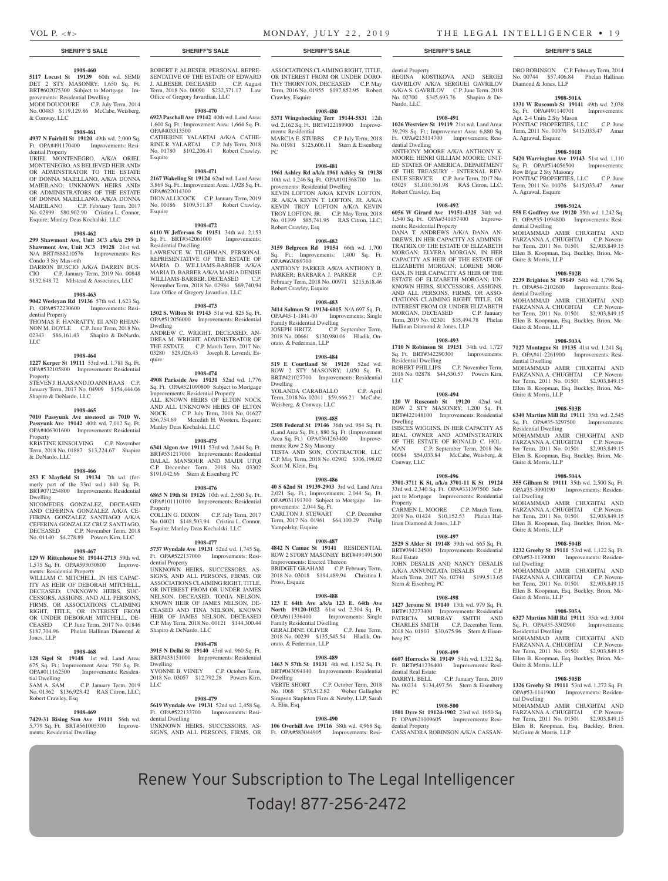**SHERIFF'S SALE**

**1908-460**

**5117 Locust St 19139** 60th wd. SEMI/DET 2 STY MASONRY; 1,650 Sq. Ft. BRT#602075300 Subject to Mortgage Improvements: Residential Dwelling
MODI DOUCOURE C.P. July Term, 2014 No. 00483 $119,129.86 McCabe, Weisberg, & Conway, LLC

**1908-461**

**4937 N Fairhill St 19120** 49th wd. 2,000 Sq. Ft. OPA#491170400 Improvements: Residential Property
URIEL MONTENEGRO, A/K/A ORIEL MONTENEGRO, AS BELIEVED HEIR AND/OR ADMINSTRATOR TO THE ESTATE OF DONNA MAIELLANO, A/K/A DONNA MAIEILANO; UNKNOWN HEIRS AND/OR ADMINISTRATORS OF THE ESTATE OF DONNA MAIELLANO, A/K/A DONNA MAIEILANO C.P. February Term, 2017 No. 02899 $80,902.90 Cristina L. Connor, Esquire; Manley Deas Kochalski, LLC

**1908-462**

**299 Shawmont Ave, Unit 3C3 a/k/a 299 D Shawmont Ave, Unit 3C3 19128** 21st wd. N/A BRT#888210576 Improvements: Res Condo 3 Sty Mas+oth
DARRON BUSCIO A/K/A DARRIN BUSCIO C.P. January Term, 2019 No. 00848 $132,648.72 Milstead & Associates, LLC

**1908-463**

**9042 Wesleyan Rd 19136** 57th wd. 1,623 Sq. Ft. OPA#572230600 Improvements: Residential Property
THOMAS F. HANRATTY, III AND RHIANNON M. DOYLE C.P. June Term, 2018 No. 02343 $86,161.43 Shapiro & DeNardo, LLC

**1908-464**

**1227 Kerper St 19111** 53rd wd. 1,781 Sq. Ft. OPA#532105800 Improvements: Residential Property
STEVEN J. HAAS AND JO ANN HAAS C.P. January Term, 2017 No. 04909 $154,444.06 Shapiro & DeNardo, LLC

**1908-465**

**7010 Passyunk Ave assessed as 7010 W. Passyunk Ave 19142** 40th wd. 7,012 Sq. Ft. OPA#406301600 Improvements: Residential Property
KRISTINE KINSOLVING C.P. November Term, 2018 No. 01887 $13,224.67 Shapiro & DeNardo, LLC

**1908-466**

**253 E Mayfield St 19134** 7th wd. (formerly part of the 33rd wd.) 840 Sq. Ft. BRT#071254800 Improvements: Residential Dwelling
NICOMEDES GONZALEZ, DECEASED AND CEFERINA GONZALEZ A/K/A CEFERINA GONZALEZ SANTIAGO A/K/A CEFERINA GONZALEZ CRUZ SANTIAGO, DECEASED C.P. November Term, 2018 No. 01140 $4,278.89 Powers Kirn, LLC

**1908-467**

**129 W Rittenhouse St 19144-2713** 59th wd. 1,575 Sq. Ft. OPA#593030800 Improvements: Residential Property
WILLIAM C. MITCHELL, IN HIS CAPACITY AS HEIR OF DEBORAH MITCHELL, DECEASED; UNKNOWN HEIRS, SUCCESSORS, ASSIGNS, AND ALL PERSONS, FIRMS, OR ASSOCIATIONS CLAIMING RIGHT, TITLE, OR INTEREST FROM OR UNDER DEBORAH MITCHELL, DECEASED C.P. June Term, 2017 No. 01846 $187,704.96 Phelan Hallinan Diamond & Jones, LLP

**1908-468**

**128 Sigel St 19148** 1st wd. Land Area: 675 Sq. Ft.; Improvement Area: 750 Sq. Ft. OPA#011162500 Improvements: Residential Dwelling
SAM A. SAM C.P. January Term, 2019 No. 01362 $136,923.42 RAS Citron, LLC; Robert Crawley, Esq

**1908-469**

**7429-31 Rising Sun Ave 19111** 56th wd. 5,779 Sq. Ft. BRT#561005300 Improvements: Residential Dwelling
ROBERT P. ALBESER, PERSONAL REPRESENTATIVE OF THE ESTATE OF EDWARD J. ALBESER, DECEASED C.P. August Term, 2018 No. 00090 $232,371.17 Law Office of Gregory Javardian, LLC

**1908-470**

**6923 Paschall Ave 19142** 40th wd. Land Area: 1,600 Sq. Ft.; Improvement Area: 1,664 Sq. Ft. OPA#403313500
CATHERINE YALARTAI A/K/A CATHERINE R. YALARTAI C.P. July Term, 2018 No. 01780 $102,206.41 Robert Crawley, Esquire

**1908-471**

**2167 Wakeling St 19124** 62nd wd. Land Area: 3,869 Sq. Ft.; Improvement Area: 1,928 Sq. Ft. OPA#622014300
DION ALLICOCK C.P. January Term, 2019 No. 00186 $109,511.87 Robert Crawley, Esquire

**1908-472**

**6110 W Jefferson St 19151** 34th wd. 2,153 Sq. Ft. BRT#342061000 Improvements: Residential Dwelling
LAWRENCE W. TILGHMAN, PERSONAL REPRESENTATIVE OF THE ESTATE OF MARIA D. WILLIAMS-BARBER A/K/A MARIA D. BARBER A/K/A MARIA DENISE WILLIAMS-BARBER, DECEASED C.P. November Term, 2018 No. 02984 $69,740.94 Law Office of Gregory Javardian, LLC

**1908-473**

**1502 S. Wilton St 19143** 51st wd. 825 Sq. Ft. OPA#512056000 Improvements: Residential Dwelling
ANDREW C. WRIGHT, DECEASED; ANDREA M. WRIGHT, ADMINISTRATOR OF THE ESTATE C.P. March Term, 2017 No. 03280 $29,026.43 Joseph R. Loverdi, Esquire

**1908-474**

**4908 Parkside Ave 19131** 52nd wd. 1,776 Sq. Ft. OPA#521090800 Subject to Mortgage Improvements: Residential Property
ALL KNOWN HEIRS OF ELTON NOCK AND ALL UNKNOWN HEIRS OF ELTON NOCK C.P. July Term, 2018 No. 01627 $56,754.69 Meredith H. Wooters, Esquire; Manley Deas Kochalski, LLC

**1908-475**

**6341 Algon Ave 19111** 53rd wd. 2,644 Sq. Ft. BRT#531217000 Improvements: Residential Dwelling
DALAL MANSOUR AND MAJDI UTQI C.P. December Term, 2018 No. 03302 $191,042.66 Stern & Eisenberg PC

**1908-476**

**6865 N 19th St 19126** 10th wd. 2,550 Sq. Ft. OPA#101110100 Improvements: Residential Property
COLLIN G. DIXON C.P. July Term, 2017 No. 04021 $148,503.94 Cristina L. Connor, Esquire; Manley Deas Kochalski, LLC

**1908-477**

**5737 Wyndale Ave 19131** 52nd wd. 1,745 Sq. Ft. OPA#522137000 Improvements: Residential Property
UNKNOWN HEIRS, SUCCESSORS, ASSIGNS, AND ALL PERSONS, FIRMS, OR ASSOCIATIONS CLAIMING RIGHT, TITLE, OR INTEREST FROM OR UNDER JAMES NELSON, DECEASED, TONIA NELSON, KNOWN HEIR OF JAMES NELSON, DECEASED AND TINA NELSON, KNOWN HEIR OF JAMES NELSON, DECEASED C.P. May Term, 2018 No. 00121 $144,300.44 Shapiro & DeNardo, LLC

**1908-478**

**3915 N Delhi St 19140** 43rd wd. 960 Sq. Ft. BRT#433151000 Improvements: Residential Dwelling
YVONNE B. VENEY C.P. October Term, 2018 No. 03057 $12,792.28 Powers Kirn, LLC

**1908-479**

**5619 Wyndale Ave 19131** 52nd wd. 2,458 Sq. Ft. OPA#522133700 Improvements: Residential Dwelling
UNKNOWN HEIRS, SUCCESSORS, ASSIGNS, AND ALL PERSONS, FIRMS, OR ASSOCIATIONS CLAIMING RIGHT, TITLE, OR INTEREST FROM OR UNDER DOROTHY THORNTON, DECEASED C.P. May Term, 2016 No. 01955 $197,852.95 Robert Crawley, Esquire

**1908-480**

**5371 Wingohocking Terr 19144-5831** 12th wd. 2,162 Sq. Ft. BRT#122189900 Improvements: Residential
MARCIA E. STUBBS C.P. July Term, 2018 No. 01981 $125,606.11 Stern & Eisenberg PC

**1908-481**

**1961 Ashley Rd a/k/a 1961 Ashley St 19138** 10th wd. 1,246 Sq. Ft. OPA#101368700 Improvements: Residential Dwelling
KEVIN LOFTON A/K/A KEVIN LOFTON, JR. A/K/A KEVIN T. LOFTON, JR. A/K/A KEVIN TROY LOFTON A/K/A KEVIN TROY LOFTON, JR. C.P. May Term, 2018 No. 01399 $85,741.95 RAS Citron, LLC; Robert Crawley, Esq

**1908-482**

**3159 Belgreen Rd 19154** 66th wd. 1,700 Sq. Ft.; Improvements: 1,400 Sq. Ft. OPA#663089700
ANTHONY PARKER A/K/A ANTHONY B. PARKER; BARBARA J. PARKER C.P. February Term, 2018 No. 00971 $215,618.46 Robert Crawley, Esquire

**1908-483**

**3414 Salmon St 19134-6015** N/A 697 Sq. Ft. OPA#45-1-1841-00 Improvements: Single Family Residential Dwelling
JOSEPH HRITZ C.P. September Term, 2018 No. 00661 $130,980.06 Hladik, Onorato, & Federman, LLP

**1908-484**

**519 E Courtland St 19120** 52nd wd. ROW 2 STY MASONRY; 1,050 Sq. Ft. BRT#421027700 Improvements: Residential Dwelling
YOLANDA CARABALLO C.P. April Term, 2018 No. 02011 $59,666.21 McCabe, Weisberg, & Conway, LLC

**1908-485**

**2508 Federal St 19146** 36th wd. 984 Sq. Ft. (Land Area Sq. Ft.); 880 Sq. Ft. (Improvement Area Sq. Ft.) OPA#361263400 Improvements: Row 2 Sty Masonry
TESTA AND SON, CONTRACTOR, LLC C.P. May Term, 2018 No. 02902 $306,198.02 Scott M. Klein, Esq.

**1908-486**

**40 S 62nd St 19139-2903** 3rd wd. Land Area 2,021 Sq. Ft.; Improvements: 2,044 Sq. Ft. OPA#031191300 Subject to Mortgage Improvements: 2,044 Sq. Ft.
CARLTON J. STEWART C.P. December Term, 2017 No. 01961 $64,100.29 Philip Yampolsky, Esquire

**1908-487**

**4842 N Camac St 19141** RESIDENTIAL ROW 2 STORY MASONRY BRT#491491500 Improvements: Erected Thereon
BRIDGET GRAHAM C.P. February Term, 2018 No. 03018 $194,489.94 Christina J. Pross, Esquire

**1908-488**

**123 E 64th Ave a/k/a 123 E. 64th Ave North 19120-1022** 61st wd. 2,304 Sq. Ft. OPA#611336400 Improvements: Single Family Residential Dwelling
GERALDINE OLIVER C.P. June Term, 2018 No. 00239 $135,545.54 Hladik, Onorato, & Federman, LLP

**1908-489**

**1463 N 57th St 19131** 4th wd. 1,152 Sq. Ft. BRT#043094140 Improvements: Residential Dwelling
VERTE SHORT C.P. October Term, 2018 No. 1068 $73,512.82 Weber Gallagher Simpson Stapleton Fires & Newby, LLP, Sarah A. Elia, Esq.

**1908-490**

**106 Overhill Ave 19116** 58th wd. 4,968 Sq. Ft. OPA#583044905 Improvements: Residential Property
REGINA KOSTIKOVA AND SERGEI GAVRILOV A/K/A SERGUEI GAVRILOV A/K/A S. GAVRILOV C.P. June Term, 2018 No. 02700 $345,693.76 Shapiro & DeNardo, LLC

**1908-491**

**1026 Westview St 19119** 21st wd. Land Area: 39,298 Sq. Ft.; Improvement Area: 6,880 Sq. Ft. OPA#213114700 Improvements: Residential Dwelling
ANTHONY MOORE A/K/A ANTHONY K. MOORE; HENRI GILLIAM MOORE; UNITED STATES OF AMERICA, DEPARTMENT OF THE TREASURY - INTERNAL REVENUE SERVICE C.P. June Term, 2017 No. 03029 $1,010,361.98 RAS Citron, LLC; Robert Crawley, Esq

**1908-492**

**6056 W Girard Ave 19151-4325** 34th wd. 1,540 Sq. Ft. OPA#341057400 Improvements: Residential Property
DANA T. ANDREWS A/K/A DANA ANDREWS, IN HER CAPACITY AS ADMINISTRATRIX OF THE ESTATE OF ELIZABETH MORGAN; ELVERA MORGAN, IN HER CAPACITY AS HEIR OF THE ESTATE OF ELIZABETH MORGAN; LORENE MORGAN, IN HER CAPACITY AS HEIR OF THE ESTATE OF ELIZABETH MORGAN; UNKNOWN HEIRS, SUCCESSORS, ASSIGNS, AND ALL PERSONS, FIRMS, OR ASSOCIATIONS CLAIMING RIGHT, TITLE, OR INTEREST FROM OR UNDER ELIZABETH MORGAN, DECEASED C.P. January Term, 2019 No. 02301 $35,494.78 Phelan Hallinan Diamond & Jones, LLP

**1908-493**

**1710 N Robinson St 19151** 34th wd. 1,727 Sq. Ft. BRT#342290300 Improvements: Residential Dwelling
ROBERT PHILLIPS C.P. November Term, 2018 No. 02878 $44,530.57 Powers Kirn, LLC

**1908-494**

**120 W Ruscomb St 19120** 42nd wd. ROW 2 STY MASONRY; 1,200 Sq. Ft. BRT#422148100 Improvements: Residential Dwelling
ISISCES WIGGINS, IN HER CAPACITY AS REAL OWNER AND ADMINSTRATRIX OF THE ESTATE OF RONALD C. HOLMAN C.P. September Term, 2018 No. 00084 $54,033.84 McCabe, Weisberg, & Conway, LLC

**1908-496**

**3701-3711 K St, a/k/a 3701-11 K St 19124** 33rd wd. 2,340 Sq. Ft. OPA#331397500 Subject to Mortgage Improvements: Residential Property
CARMEN L. MOORE C.P. March Term, 2019 No. 01424 $10,152.53 Phelan Hallinan Diamond & Jones, LLP

**1908-497**

**2529 S Alder St 19148** 39th wd. 665 Sq. Ft. BRT#394124500 Improvements: Residential Real Estate
JOHN DESALIS AND NANCY DESALIS A/K/A ANNUNZIATA DESALIS C.P. March Term, 2017 No. 02741 $199,513.65 Stern & Eisenberg PC

**1908-498**

**1427 Jerome St 19140** 13th wd. 979 Sq. Ft. BRT#132273400 Improvements: Residential
PATRICIA MURRAY SMITH AND CHARLES SMITH C.P. December Term, 2018 No. 01803 $30,675.96 Stern & Eisenberg PC

**1908-499**

**6607 Horrocks St 19149** 54th wd. 1,322 Sq. Ft. BRT#541236400 Improvements: Residential Real Estate
DARRYL BELL C.P. January Term, 2019 No. 00234 $134,497.56 Stern & Eisenberg PC

**1908-500**

**1501 Dyre St 19124-1902** 23rd wd. 1650 Sq. Ft OPA#621009605 Improvements: Residential Property
CASSANDRA ROBINSON A/K/A CASSANDRO ROBINSON C.P. February Term, 2014 No. 00744 $57,406.84 Phelan Hallinan Diamond & Jones, LLP

**1908-501A**

**1331 W Ruscomb St 19141** 49th wd. 2,038 Sq. Ft. OPA#491140701 Improvements: Apt. 2-4 Units 2 Sty Mason
PONTIAC PROPERTIES, LLC C.P. June Term, 2011 No. 01076 $415,033.47 Amar A. Agrawal, Esquire

**1908-501B**

**5420 Warrington Ave 19143** 51st wd. 1,110 Sq. Ft. OPA#514056500 Improvements: Row B/gar 2 Sty Masonry
PONTIAC PROPERTIES, LLC C.P. June Term, 2011 No. 01076 $415,033.47 Amar A. Agrawal, Esquire

**1908-502A**

**558 E Godfrey Ave 19120** 35th wd. 1,242 Sq. Ft. OPA#35-1094800 Improvements: Residential Dwelling
MOHAMMAD AMIR CHUGHTAI AND FARZANNA A. CHUGHTAI C.P. November Term, 2011 No. 01501 $2,903,849.15 Ellen B. Koopman, Esq. Buckley, Brion, McGuire & Morris, LLP

**1908-502B**

**2239 Brighton St 19149** 54th wd. 1,796 Sq. Ft. OPA#54-2102600 Improvements: Residential Dwelling
MOHAMMAD AMIR CHUGHTAI AND FARZANNA A. CHUGHTAI C.P. November Term, 2011 No. 01501 $2,903,849.15 Ellen B. Koopman, Esq. Buckley, Brion, McGuire & Morris, LLP

**1908-503A**

**7127 Montague St 19135** 41st wd. 1,241 Sq. Ft. OPA#41-2261900 Improvements: Residential Dwelling
MOHAMMAD AMIR CHUGHTAI AND FARZANNA A. CHUGHTAI C.P. November Term, 2011 No. 01501 $2,903,849.15 Ellen B. Koopman, Esq. Buckley, Brion, McGuire & Morris, LLP

**1908-503B**

**6340 Martins Mill Rd 19111** 35th wd. 2,545 Sq. Ft. OPA#35-3297500 Improvements: Residential Dwelling
MOHAMMAD AMIR CHUGHTAI AND FARZANNA A. CHUGHTAI C.P. November Term, 2011 No. 01501 $2,903,849.15 Ellen B. Koopman, Esq. Buckley, Brion, McGuire & Morris, LLP

**1908-504A**

**355 Gilham St 19111** 35th wd. 2,500 Sq. Ft. OPA#35-3090190 Improvements: Residential Dwelling
MOHAMMAD AMIR CHUGHTAI AND FARZANNA A. CHUGHTAI C.P. November Term, 2011 No. 01501 $2,903,849.15 Ellen B. Koopman, Esq. Buckley, Brion, McGuire & Morris, LLP

**1908-504B**

**1232 Greeby St 19111** 53rd wd. 1,122 Sq. Ft. OPA#53-1139000 Improvements: Residential Dwelling
MOHAMMAD AMIR CHUGHTAI AND FARZANNA A. CHUGHTAI C.P. November Term, 2011 No. 01501 $2,903,849.15 Ellen B. Koopman, Esq. Buckley, Brion, McGuire & Morris, LLP

**1908-505A**

**6327 Martins Mill Rd 19111** 35th wd. 3,004 Sq. Ft. OPA#35-3302900 Improvements: Residential Dwelling
MOHAMMAD AMIR CHUGHTAI AND FARZANNA A. CHUGHTAI C.P. November Term, 2011 No. 01501 $2,903,849.15 Ellen B. Koopman, Esq. Buckley, Brion, McGuire & Morris, LLP

**1908-505B**

**1326 Greeby St 19111** 53rd wd. 1,272 Sq. Ft. OPA#53-1141900 Improvements: Residential Dwelling
MOHAMMAD AMIR CHUGHTAI AND FARZANNA A. CHUGHTAI C.P. November Term, 2011 No. 01501 $2,903,849.15 Ellen B. Koopman, Esq. Buckley, Brion, McGuire & Morris, LLP

Renew Your Subscription to The Legal Intelligencer Today! 877-256-2472